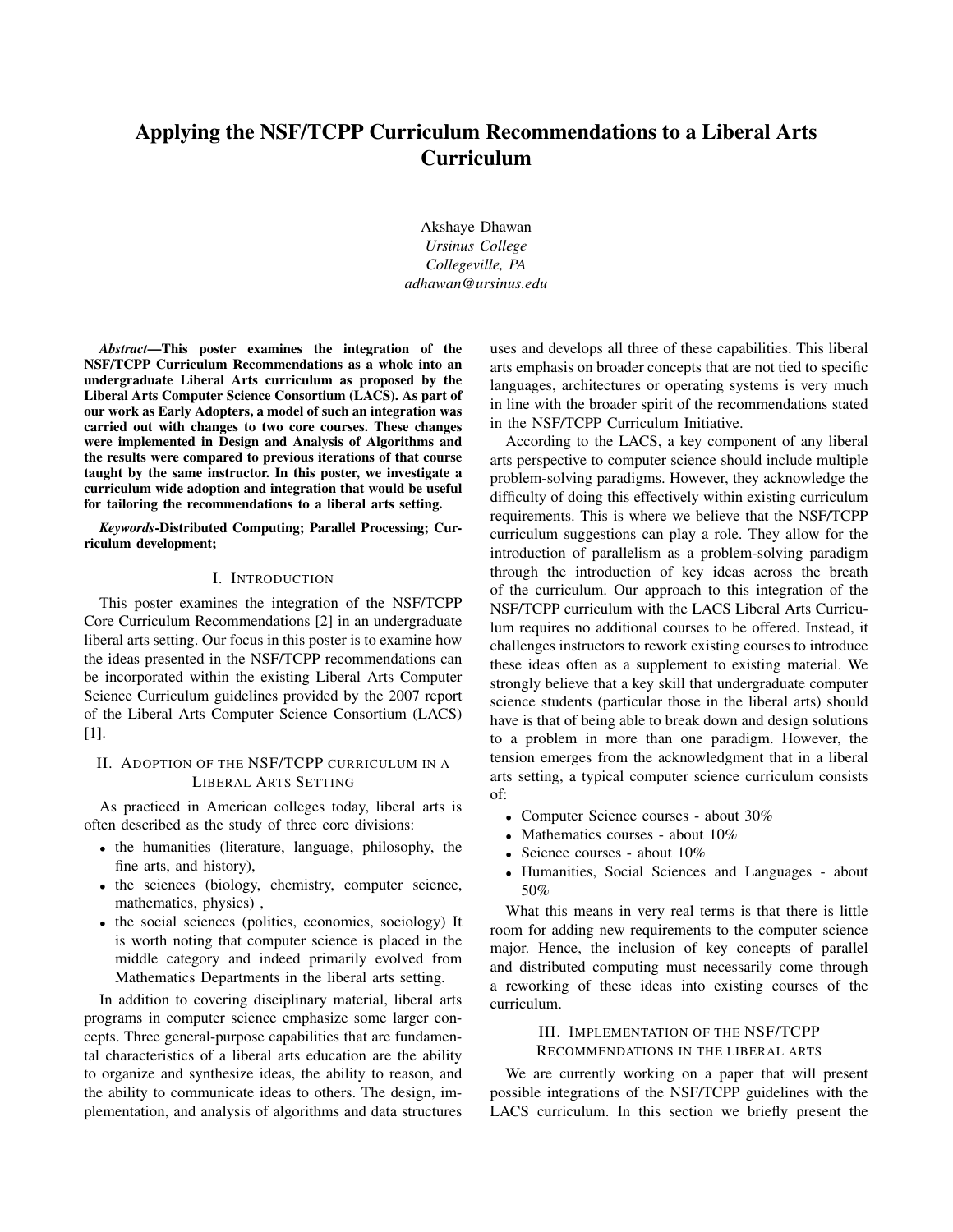# Applying the NSF/TCPP Curriculum Recommendations to a Liberal Arts Curriculum

Akshaye Dhawan
*Ursinus College*
*Collegeville, PA*
*adhawan@ursinus.edu*

***Abstract*—This poster examines the integration of the NSF/TCPP Curriculum Recommendations as a whole into an undergraduate Liberal Arts curriculum as proposed by the Liberal Arts Computer Science Consortium (LACS). As part of our work as Early Adopters, a model of such an integration was carried out with changes to two core courses. These changes were implemented in Design and Analysis of Algorithms and the results were compared to previous iterations of that course taught by the same instructor. In this poster, we investigate a curriculum wide adoption and integration that would be useful for tailoring the recommendations to a liberal arts setting.**

***Keywords*-Distributed Computing; Parallel Processing; Curriculum development;**

## I. Introduction

This poster examines the integration of the NSF/TCPP Core Curriculum Recommendations [2] in an undergraduate liberal arts setting. Our focus in this poster is to examine how the ideas presented in the NSF/TCPP recommendations can be incorporated within the existing Liberal Arts Computer Science Curriculum guidelines provided by the 2007 report of the Liberal Arts Computer Science Consortium (LACS) [1].

## II. Adoption of the NSF/TCPP curriculum in a Liberal Arts Setting

As practiced in American colleges today, liberal arts is often described as the study of three core divisions:

- the humanities (literature, language, philosophy, the fine arts, and history),
- the sciences (biology, chemistry, computer science, mathematics, physics) ,
- the social sciences (politics, economics, sociology) It is worth noting that computer science is placed in the middle category and indeed primarily evolved from Mathematics Departments in the liberal arts setting.

In addition to covering disciplinary material, liberal arts programs in computer science emphasize some larger concepts. Three general-purpose capabilities that are fundamental characteristics of a liberal arts education are the ability to organize and synthesize ideas, the ability to reason, and the ability to communicate ideas to others. The design, implementation, and analysis of algorithms and data structures uses and develops all three of these capabilities. This liberal arts emphasis on broader concepts that are not tied to specific languages, architectures or operating systems is very much in line with the broader spirit of the recommendations stated in the NSF/TCPP Curriculum Initiative.

According to the LACS, a key component of any liberal arts perspective to computer science should include multiple problem-solving paradigms. However, they acknowledge the difficulty of doing this effectively within existing curriculum requirements. This is where we believe that the NSF/TCPP curriculum suggestions can play a role. They allow for the introduction of parallelism as a problem-solving paradigm through the introduction of key ideas across the breath of the curriculum. Our approach to this integration of the NSF/TCPP curriculum with the LACS Liberal Arts Curriculum requires no additional courses to be offered. Instead, it challenges instructors to rework existing courses to introduce these ideas often as a supplement to existing material. We strongly believe that a key skill that undergraduate computer science students (particular those in the liberal arts) should have is that of being able to break down and design solutions to a problem in more than one paradigm. However, the tension emerges from the acknowledgment that in a liberal arts setting, a typical computer science curriculum consists of:

- Computer Science courses - about 30%
- Mathematics courses - about 10%
- Science courses - about 10%
- Humanities, Social Sciences and Languages - about 50%

What this means in very real terms is that there is little room for adding new requirements to the computer science major. Hence, the inclusion of key concepts of parallel and distributed computing must necessarily come through a reworking of these ideas into existing courses of the curriculum.

## III. Implementation of the NSF/TCPP Recommendations in the liberal arts

We are currently working on a paper that will present possible integrations of the NSF/TCPP guidelines with the LACS curriculum. In this section we briefly present the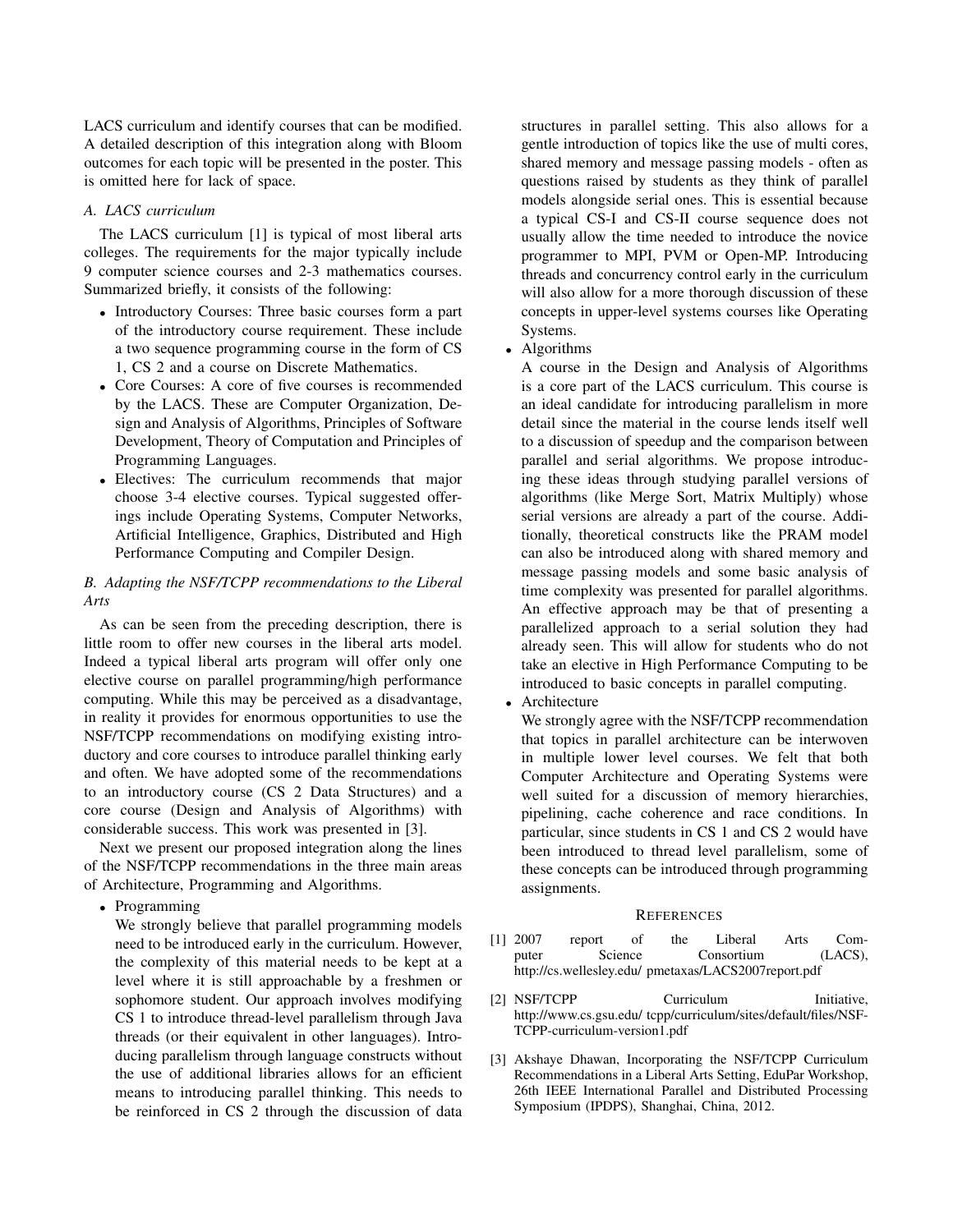LACS curriculum and identify courses that can be modified. A detailed description of this integration along with Bloom outcomes for each topic will be presented in the poster. This is omitted here for lack of space.

### *A. LACS curriculum*

The LACS curriculum [1] is typical of most liberal arts colleges. The requirements for the major typically include 9 computer science courses and 2-3 mathematics courses. Summarized briefly, it consists of the following:

- Introductory Courses: Three basic courses form a part of the introductory course requirement. These include a two sequence programming course in the form of CS 1, CS 2 and a course on Discrete Mathematics.
- Core Courses: A core of five courses is recommended by the LACS. These are Computer Organization, Design and Analysis of Algorithms, Principles of Software Development, Theory of Computation and Principles of Programming Languages.
- Electives: The curriculum recommends that major choose 3-4 elective courses. Typical suggested offerings include Operating Systems, Computer Networks, Artificial Intelligence, Graphics, Distributed and High Performance Computing and Compiler Design.

### *B. Adapting the NSF/TCPP recommendations to the Liberal Arts*

As can be seen from the preceding description, there is little room to offer new courses in the liberal arts model. Indeed a typical liberal arts program will offer only one elective course on parallel programming/high performance computing. While this may be perceived as a disadvantage, in reality it provides for enormous opportunities to use the NSF/TCPP recommendations on modifying existing introductory and core courses to introduce parallel thinking early and often. We have adopted some of the recommendations to an introductory course (CS 2 Data Structures) and a core course (Design and Analysis of Algorithms) with considerable success. This work was presented in [3].

Next we present our proposed integration along the lines of the NSF/TCPP recommendations in the three main areas of Architecture, Programming and Algorithms.

- Programming

  We strongly believe that parallel programming models need to be introduced early in the curriculum. However, the complexity of this material needs to be kept at a level where it is still approachable by a freshmen or sophomore student. Our approach involves modifying CS 1 to introduce thread-level parallelism through Java threads (or their equivalent in other languages). Introducing parallelism through language constructs without the use of additional libraries allows for an efficient means to introducing parallel thinking. This needs to be reinforced in CS 2 through the discussion of data structures in parallel setting. This also allows for a gentle introduction of topics like the use of multi cores, shared memory and message passing models - often as questions raised by students as they think of parallel models alongside serial ones. This is essential because a typical CS-I and CS-II course sequence does not usually allow the time needed to introduce the novice programmer to MPI, PVM or Open-MP. Introducing threads and concurrency control early in the curriculum will also allow for a more thorough discussion of these concepts in upper-level systems courses like Operating Systems.

- Algorithms

  A course in the Design and Analysis of Algorithms is a core part of the LACS curriculum. This course is an ideal candidate for introducing parallelism in more detail since the material in the course lends itself well to a discussion of speedup and the comparison between parallel and serial algorithms. We propose introducing these ideas through studying parallel versions of algorithms (like Merge Sort, Matrix Multiply) whose serial versions are already a part of the course. Additionally, theoretical constructs like the PRAM model can also be introduced along with shared memory and message passing models and some basic analysis of time complexity was presented for parallel algorithms. An effective approach may be that of presenting a parallelized approach to a serial solution they had already seen. This will allow for students who do not take an elective in High Performance Computing to be introduced to basic concepts in parallel computing.

- Architecture

  We strongly agree with the NSF/TCPP recommendation that topics in parallel architecture can be interwoven in multiple lower level courses. We felt that both Computer Architecture and Operating Systems were well suited for a discussion of memory hierarchies, pipelining, cache coherence and race conditions. In particular, since students in CS 1 and CS 2 would have been introduced to thread level parallelism, some of these concepts can be introduced through programming assignments.

## REFERENCES

[1] 2007 report of the Liberal Arts Computer Science Consortium (LACS), http://cs.wellesley.edu/ pmetaxas/LACS2007report.pdf

[2] NSF/TCPP Curriculum Initiative, http://www.cs.gsu.edu/ tcpp/curriculum/sites/default/files/NSF-TCPP-curriculum-version1.pdf

[3] Akshaye Dhawan, Incorporating the NSF/TCPP Curriculum Recommendations in a Liberal Arts Setting, EduPar Workshop, 26th IEEE International Parallel and Distributed Processing Symposium (IPDPS), Shanghai, China, 2012.